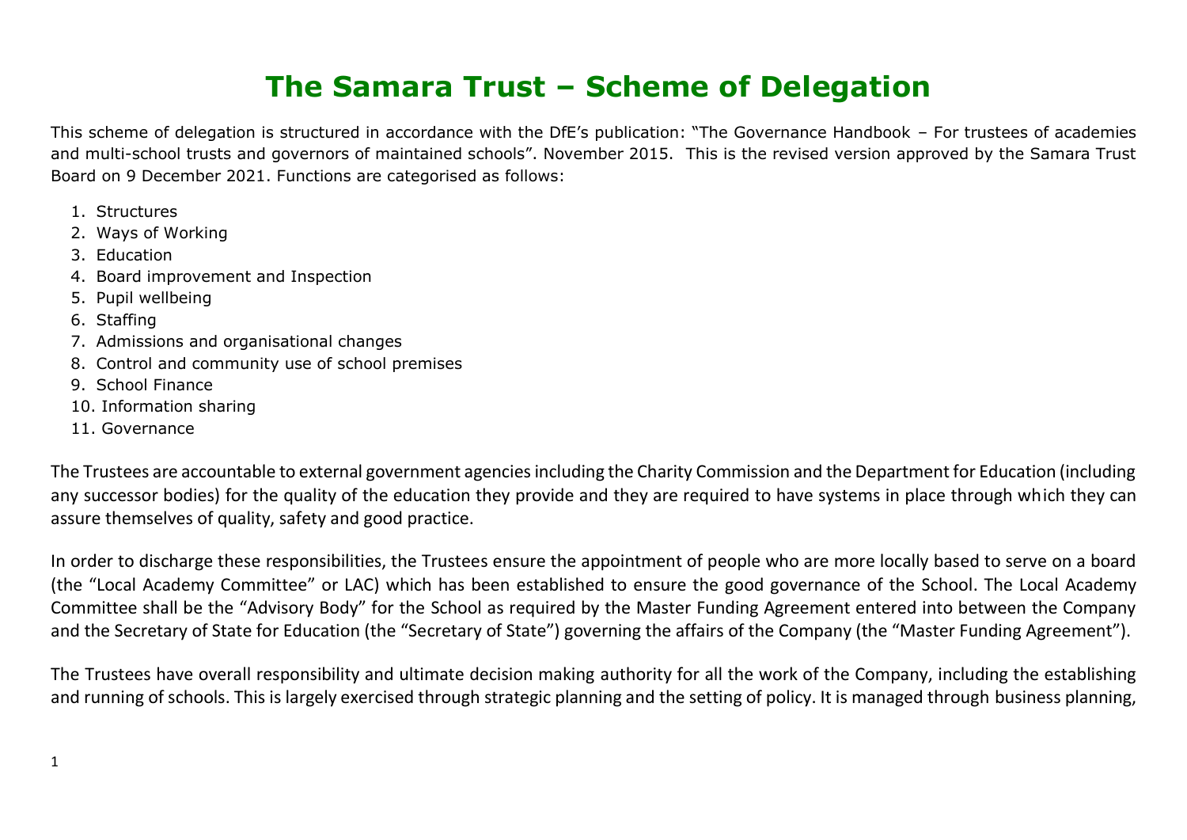# The Samara Trust – Scheme of Delegation

This scheme of delegation is structured in accordance with the DfE's publication: "The Governance Handbook – For trustees of academies and multi-school trusts and governors of maintained schools". November 2015. This is the revised version approved by the Samara Trust Board on 9 December 2021. Functions are categorised as follows:

1. Structures
2. Ways of Working
3. Education
4. Board improvement and Inspection
5. Pupil wellbeing
6. Staffing
7. Admissions and organisational changes
8. Control and community use of school premises
9. School Finance
10. Information sharing
11. Governance

The Trustees are accountable to external government agencies including the Charity Commission and the Department for Education (including any successor bodies) for the quality of the education they provide and they are required to have systems in place through which they can assure themselves of quality, safety and good practice.

In order to discharge these responsibilities, the Trustees ensure the appointment of people who are more locally based to serve on a board (the "Local Academy Committee" or LAC) which has been established to ensure the good governance of the School. The Local Academy Committee shall be the "Advisory Body" for the School as required by the Master Funding Agreement entered into between the Company and the Secretary of State for Education (the "Secretary of State") governing the affairs of the Company (the "Master Funding Agreement").

The Trustees have overall responsibility and ultimate decision making authority for all the work of the Company, including the establishing and running of schools. This is largely exercised through strategic planning and the setting of policy. It is managed through business planning,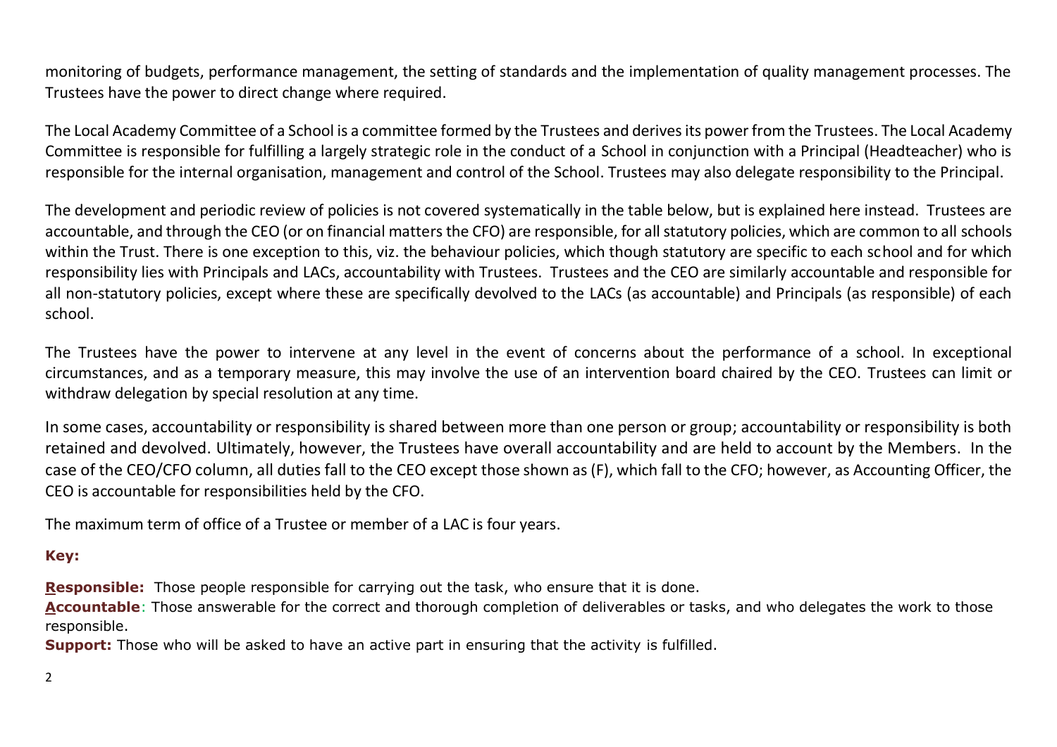monitoring of budgets, performance management, the setting of standards and the implementation of quality management processes. The Trustees have the power to direct change where required.

The Local Academy Committee of a School is a committee formed by the Trustees and derives its power from the Trustees. The Local Academy Committee is responsible for fulfilling a largely strategic role in the conduct of a School in conjunction with a Principal (Headteacher) who is responsible for the internal organisation, management and control of the School. Trustees may also delegate responsibility to the Principal.

The development and periodic review of policies is not covered systematically in the table below, but is explained here instead. Trustees are accountable, and through the CEO (or on financial matters the CFO) are responsible, for all statutory policies, which are common to all schools within the Trust. There is one exception to this, viz. the behaviour policies, which though statutory are specific to each school and for which responsibility lies with Principals and LACs, accountability with Trustees. Trustees and the CEO are similarly accountable and responsible for all non-statutory policies, except where these are specifically devolved to the LACs (as accountable) and Principals (as responsible) of each school.

The Trustees have the power to intervene at any level in the event of concerns about the performance of a school. In exceptional circumstances, and as a temporary measure, this may involve the use of an intervention board chaired by the CEO. Trustees can limit or withdraw delegation by special resolution at any time.

In some cases, accountability or responsibility is shared between more than one person or group; accountability or responsibility is both retained and devolved. Ultimately, however, the Trustees have overall accountability and are held to account by the Members. In the case of the CEO/CFO column, all duties fall to the CEO except those shown as (F), which fall to the CFO; however, as Accounting Officer, the CEO is accountable for responsibilities held by the CFO.

The maximum term of office of a Trustee or member of a LAC is four years.

**Key:**

**Responsible:** Those people responsible for carrying out the task, who ensure that it is done.
**Accountable**: Those answerable for the correct and thorough completion of deliverables or tasks, and who delegates the work to those responsible.
**Support:** Those who will be asked to have an active part in ensuring that the activity is fulfilled.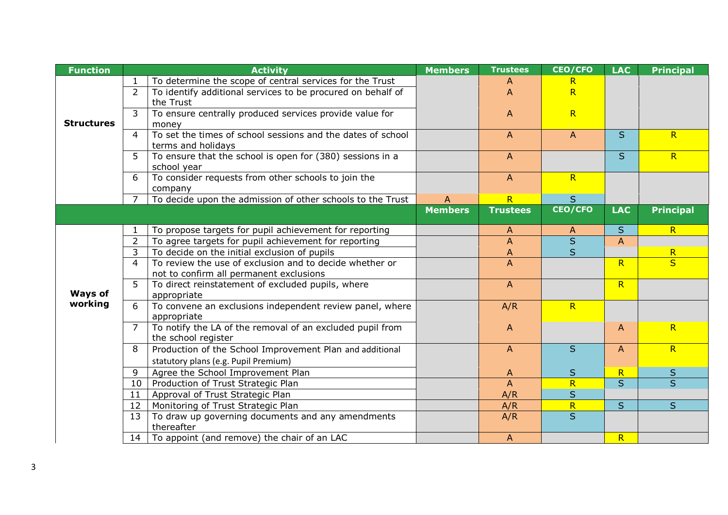| Function | | Activity | Members | Trustees | CEO/CFO | LAC | Principal |
|---|---|---|---|---|---|---|---|
| Structures | 1 | To determine the scope of central services for the Trust | | A | R | | |
| | 2 | To identify additional services to be procured on behalf of the Trust | | A | R | | |
| | 3 | To ensure centrally produced services provide value for money | | A | R | | |
| | 4 | To set the times of school sessions and the dates of school terms and holidays | | A | A | S | R |
| | 5 | To ensure that the school is open for (380) sessions in a school year | | A | | S | R |
| | 6 | To consider requests from other schools to join the company | | A | R | | |
| | 7 | To decide upon the admission of other schools to the Trust | A | R | S | | |
| | | | **Members** | **Trustees** | **CEO/CFO** | **LAC** | **Principal** |
| Ways of working | 1 | To propose targets for pupil achievement for reporting | | A | A | S | R |
| | 2 | To agree targets for pupil achievement for reporting | | A | S | A | |
| | 3 | To decide on the initial exclusion of pupils | | A | S | | R |
| | 4 | To review the use of exclusion and to decide whether or not to confirm all permanent exclusions | | A | | R | S |
| | 5 | To direct reinstatement of excluded pupils, where appropriate | | A | | R | |
| | 6 | To convene an exclusions independent review panel, where appropriate | | A/R | R | | |
| | 7 | To notify the LA of the removal of an excluded pupil from the school register | | A | | A | R |
| | 8 | Production of the School Improvement Plan and additional statutory plans (e.g. Pupil Premium) | | A | S | A | R |
| | 9 | Agree the School Improvement Plan | | A | S | R | S |
| | 10 | Production of Trust Strategic Plan | | A | R | S | S |
| | 11 | Approval of Trust Strategic Plan | | A/R | S | | |
| | 12 | Monitoring of Trust Strategic Plan | | A/R | R | S | S |
| | 13 | To draw up governing documents and any amendments thereafter | | A/R | S | | |
| | 14 | To appoint (and remove) the chair of an LAC | | A | | R | |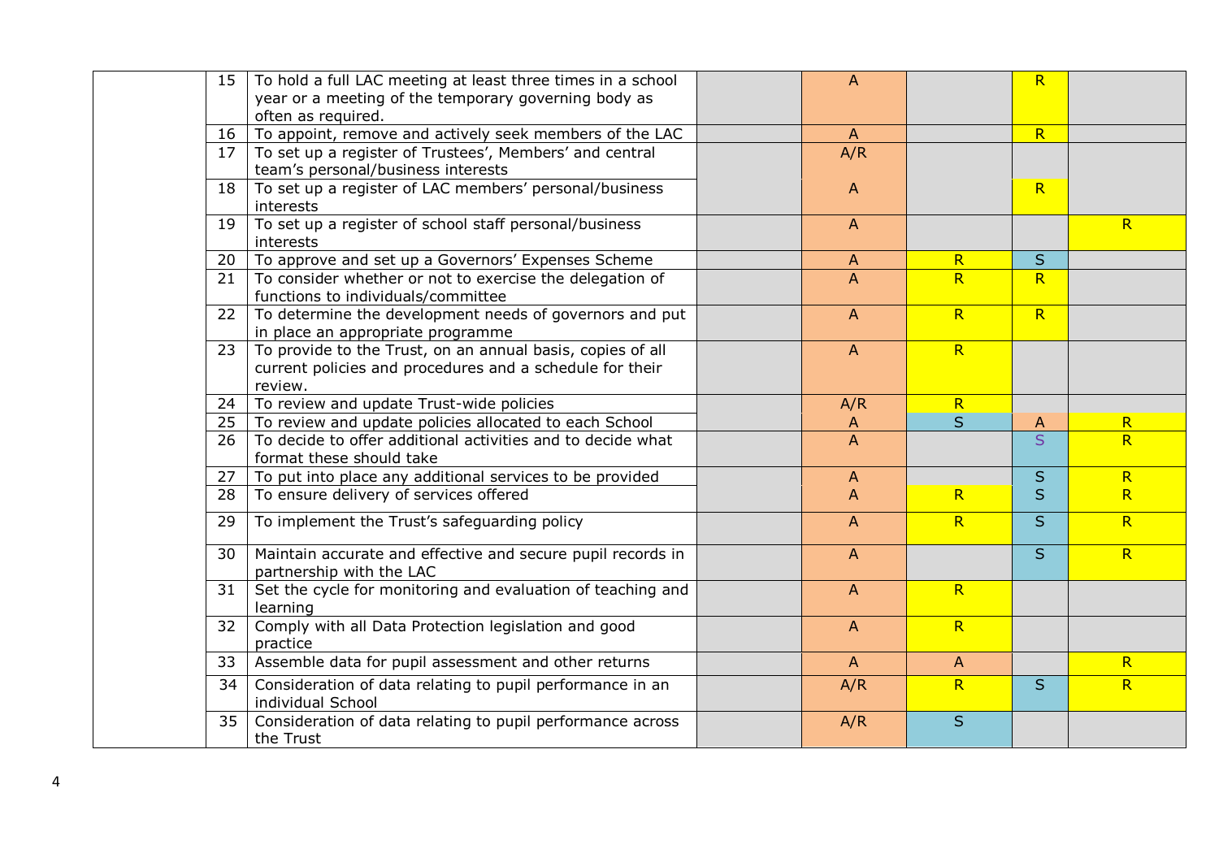|  |  |  |  |  |  |  |  |
|---|---|---|---|---|---|---|---|
|  | 15 | To hold a full LAC meeting at least three times in a school year or a meeting of the temporary governing body as often as required. |  | A |  | R |  |
|  | 16 | To appoint, remove and actively seek members of the LAC |  | A |  | R |  |
|  | 17 | To set up a register of Trustees', Members' and central team's personal/business interests |  | A/R |  |  |  |
|  | 18 | To set up a register of LAC members' personal/business interests |  | A |  | R |  |
|  | 19 | To set up a register of school staff personal/business interests |  | A |  |  | R |
|  | 20 | To approve and set up a Governors' Expenses Scheme |  | A | R | S |  |
|  | 21 | To consider whether or not to exercise the delegation of functions to individuals/committee |  | A | R | R |  |
|  | 22 | To determine the development needs of governors and put in place an appropriate programme |  | A | R | R |  |
|  | 23 | To provide to the Trust, on an annual basis, copies of all current policies and procedures and a schedule for their review. |  | A | R |  |  |
|  | 24 | To review and update Trust-wide policies |  | A/R | R |  |  |
|  | 25 | To review and update policies allocated to each School |  | A | S | A | R |
|  | 26 | To decide to offer additional activities and to decide what format these should take |  | A |  | S | R |
|  | 27 | To put into place any additional services to be provided |  | A |  | S | R |
|  | 28 | To ensure delivery of services offered |  | A | R | S | R |
|  | 29 | To implement the Trust's safeguarding policy |  | A | R | S | R |
|  | 30 | Maintain accurate and effective and secure pupil records in partnership with the LAC |  | A |  | S | R |
|  | 31 | Set the cycle for monitoring and evaluation of teaching and learning |  | A | R |  |  |
|  | 32 | Comply with all Data Protection legislation and good practice |  | A | R |  |  |
|  | 33 | Assemble data for pupil assessment and other returns |  | A | A |  | R |
|  | 34 | Consideration of data relating to pupil performance in an individual School |  | A/R | R | S | R |
|  | 35 | Consideration of data relating to pupil performance across the Trust |  | A/R | S |  |  |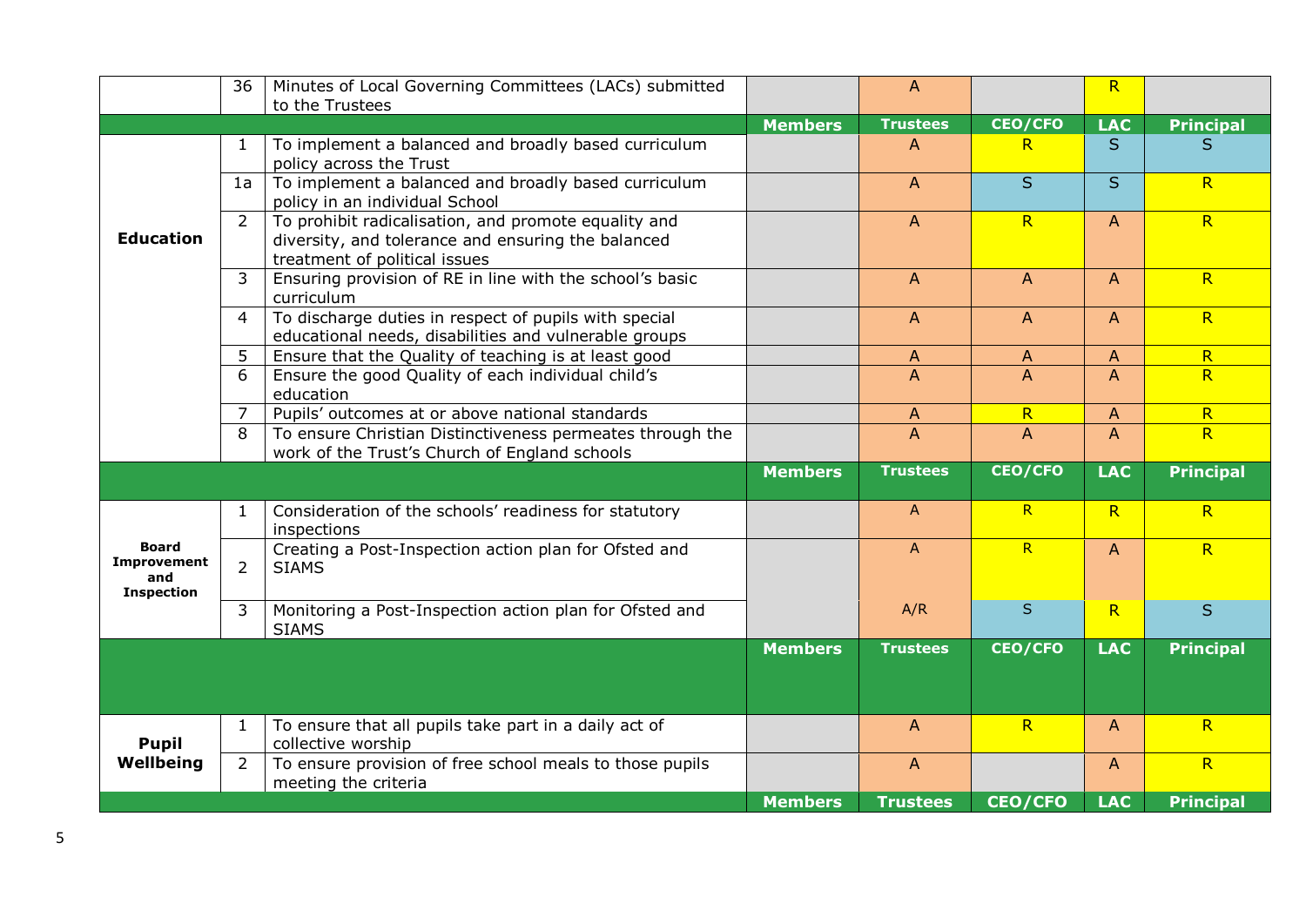| | | | Members | Trustees | CEO/CFO | LAC | Principal |
|---|---|---|---|---|---|---|---|
| | 36 | Minutes of Local Governing Committees (LACs) submitted to the Trustees | | A | | R | |
| | | | **Members** | **Trustees** | **CEO/CFO** | **LAC** | **Principal** |
| **Education** | 1 | To implement a balanced and broadly based curriculum policy across the Trust | | A | R | S | S |
| | 1a | To implement a balanced and broadly based curriculum policy in an individual School | | A | S | S | R |
| | 2 | To prohibit radicalisation, and promote equality and diversity, and tolerance and ensuring the balanced treatment of political issues | | A | R | A | R |
| | 3 | Ensuring provision of RE in line with the school's basic curriculum | | A | A | A | R |
| | 4 | To discharge duties in respect of pupils with special educational needs, disabilities and vulnerable groups | | A | A | A | R |
| | 5 | Ensure that the Quality of teaching is at least good | | A | A | A | R |
| | 6 | Ensure the good Quality of each individual child's education | | A | A | A | R |
| | 7 | Pupils' outcomes at or above national standards | | A | R | A | R |
| | 8 | To ensure Christian Distinctiveness permeates through the work of the Trust's Church of England schools | | A | A | A | R |
| | | | **Members** | **Trustees** | **CEO/CFO** | **LAC** | **Principal** |
| **Board Improvement and Inspection** | 1 | Consideration of the schools' readiness for statutory inspections | | A | R | R | R |
| | 2 | Creating a Post-Inspection action plan for Ofsted and SIAMS | | A | R | A | R |
| | 3 | Monitoring a Post-Inspection action plan for Ofsted and SIAMS | | A/R | S | R | S |
| | | | **Members** | **Trustees** | **CEO/CFO** | **LAC** | **Principal** |
| **Pupil Wellbeing** | 1 | To ensure that all pupils take part in a daily act of collective worship | | A | R | A | R |
| | 2 | To ensure provision of free school meals to those pupils meeting the criteria | | A | | A | R |
| | | | **Members** | **Trustees** | **CEO/CFO** | **LAC** | **Principal** |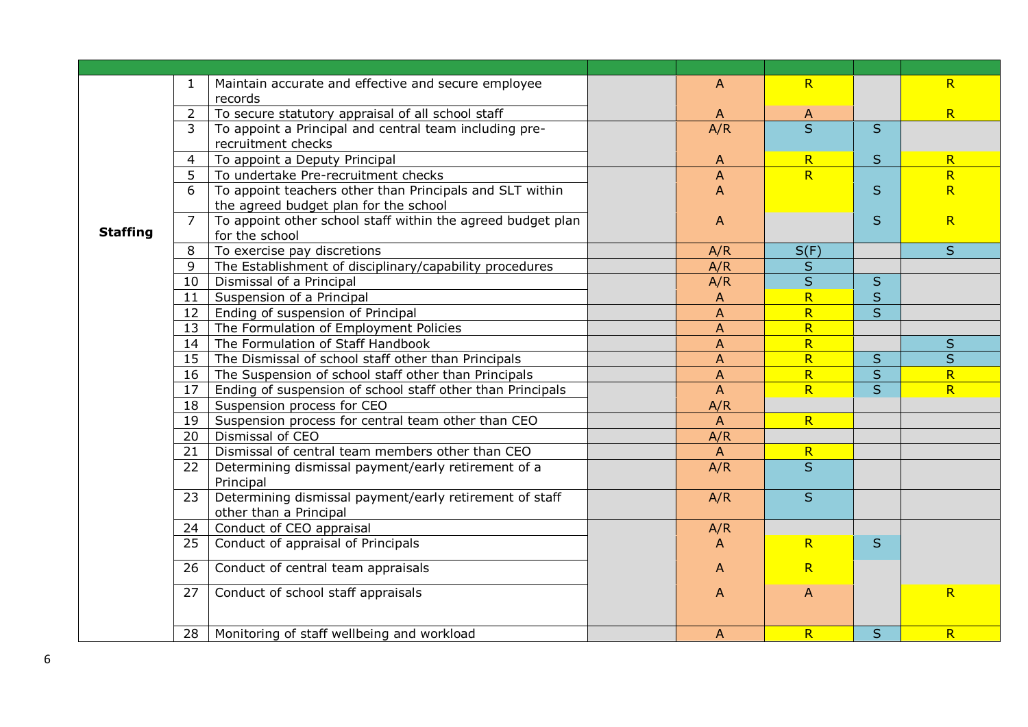| | | | | | | | |
|---|---|---|---|---|---|---|---|
| **Staffing** | 1 | Maintain accurate and effective and secure employee records | | A | R | | R |
| | 2 | To secure statutory appraisal of all school staff | | A | A | | R |
| | 3 | To appoint a Principal and central team including pre-recruitment checks | | A/R | S | S | |
| | 4 | To appoint a Deputy Principal | | A | R | S | R |
| | 5 | To undertake Pre-recruitment checks | | A | R | | R |
| | 6 | To appoint teachers other than Principals and SLT within the agreed budget plan for the school | | A | | S | R |
| | 7 | To appoint other school staff within the agreed budget plan for the school | | A | | S | R |
| | 8 | To exercise pay discretions | | A/R | S(F) | | S |
| | 9 | The Establishment of disciplinary/capability procedures | | A/R | S | | |
| | 10 | Dismissal of a Principal | | A/R | S | S | |
| | 11 | Suspension of a Principal | | A | R | S | |
| | 12 | Ending of suspension of Principal | | A | R | S | |
| | 13 | The Formulation of Employment Policies | | A | R | | |
| | 14 | The Formulation of Staff Handbook | | A | R | | S |
| | 15 | The Dismissal of school staff other than Principals | | A | R | S | S |
| | 16 | The Suspension of school staff other than Principals | | A | R | S | R |
| | 17 | Ending of suspension of school staff other than Principals | | A | R | S | R |
| | 18 | Suspension process for CEO | | A/R | | | |
| | 19 | Suspension process for central team other than CEO | | A | R | | |
| | 20 | Dismissal of CEO | | A/R | | | |
| | 21 | Dismissal of central team members other than CEO | | A | R | | |
| | 22 | Determining dismissal payment/early retirement of a Principal | | A/R | S | | |
| | 23 | Determining dismissal payment/early retirement of staff other than a Principal | | A/R | S | | |
| | 24 | Conduct of CEO appraisal | | A/R | | | |
| | 25 | Conduct of appraisal of Principals | | A | R | S | |
| | 26 | Conduct of central team appraisals | | A | R | | |
| | 27 | Conduct of school staff appraisals | | A | A | | R |
| | 28 | Monitoring of staff wellbeing and workload | | A | R | S | R |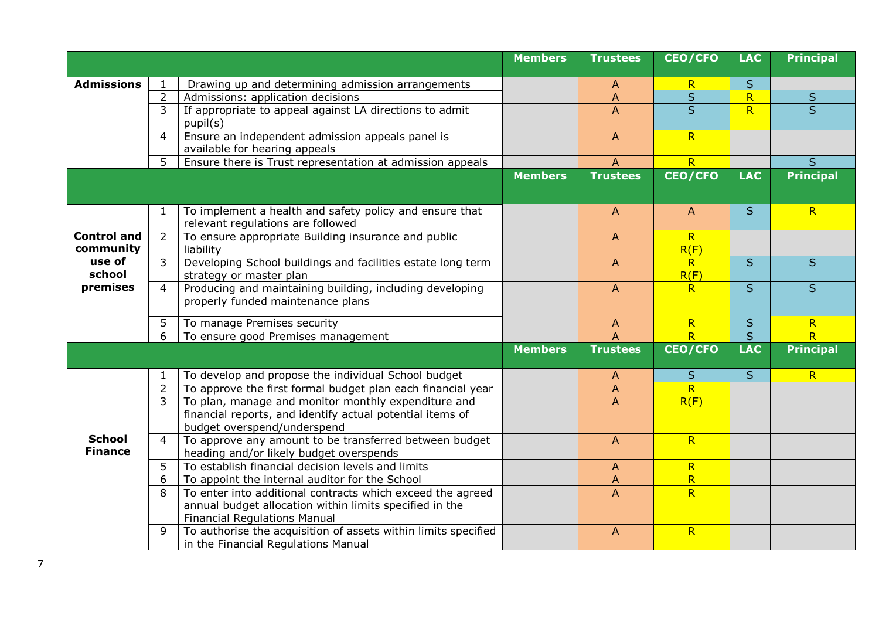| | | | Members | Trustees | CEO/CFO | LAC | Principal |
|---|---|---|---|---|---|---|---|
| **Admissions** | 1 | Drawing up and determining admission arrangements | | A | R | S | |
| | 2 | Admissions: application decisions | | A | S | R | S |
| | 3 | If appropriate to appeal against LA directions to admit pupil(s) | | A | S | R | S |
| | 4 | Ensure an independent admission appeals panel is available for hearing appeals | | A | R | | |
| | 5 | Ensure there is Trust representation at admission appeals | | A | R | | S |
| | | | **Members** | **Trustees** | **CEO/CFO** | **LAC** | **Principal** |
| **Control and community use of school premises** | 1 | To implement a health and safety policy and ensure that relevant regulations are followed | | A | A | S | R |
| | 2 | To ensure appropriate Building insurance and public liability | | A | R R(F) | | |
| | 3 | Developing School buildings and facilities estate long term strategy or master plan | | A | R R(F) | S | S |
| | 4 | Producing and maintaining building, including developing properly funded maintenance plans | | A | R | S | S |
| | 5 | To manage Premises security | | A | R | S | R |
| | 6 | To ensure good Premises management | | A | R | S | R |
| | | | **Members** | **Trustees** | **CEO/CFO** | **LAC** | **Principal** |
| **School Finance** | 1 | To develop and propose the individual School budget | | A | S | S | R |
| | 2 | To approve the first formal budget plan each financial year | | A | R | | |
| | 3 | To plan, manage and monitor monthly expenditure and financial reports, and identify actual potential items of budget overspend/underspend | | A | R(F) | | |
| | 4 | To approve any amount to be transferred between budget heading and/or likely budget overspends | | A | R | | |
| | 5 | To establish financial decision levels and limits | | A | R | | |
| | 6 | To appoint the internal auditor for the School | | A | R | | |
| | 8 | To enter into additional contracts which exceed the agreed annual budget allocation within limits specified in the Financial Regulations Manual | | A | R | | |
| | 9 | To authorise the acquisition of assets within limits specified in the Financial Regulations Manual | | A | R | | |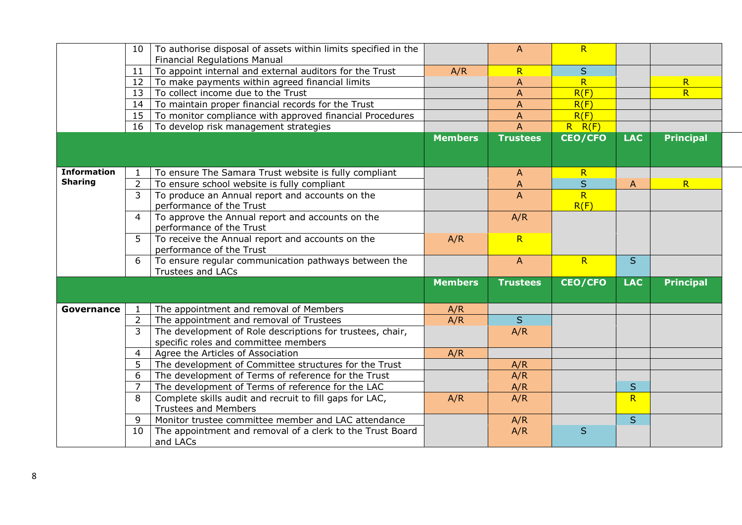| | | | Members | Trustees | CEO/CFO | LAC | Principal |
|---|---|---|---|---|---|---|---|
| | 10 | To authorise disposal of assets within limits specified in the Financial Regulations Manual | | A | R | | |
| | 11 | To appoint internal and external auditors for the Trust | A/R | R | S | | |
| | 12 | To make payments within agreed financial limits | | A | R | | R |
| | 13 | To collect income due to the Trust | | A | R(F) | | R |
| | 14 | To maintain proper financial records for the Trust | | A | R(F) | | |
| | 15 | To monitor compliance with approved financial Procedures | | A | R(F) | | |
| | 16 | To develop risk management strategies | | A | R R(F) | | |
| | | | **Members** | **Trustees** | **CEO/CFO** | **LAC** | **Principal** |
| **Information Sharing** | 1 | To ensure The Samara Trust website is fully compliant | | A | R | | |
| | 2 | To ensure school website is fully compliant | | A | S | A | R |
| | 3 | To produce an Annual report and accounts on the performance of the Trust | | A | R R(F) | | |
| | 4 | To approve the Annual report and accounts on the performance of the Trust | | A/R | | | |
| | 5 | To receive the Annual report and accounts on the performance of the Trust | A/R | R | | | |
| | 6 | To ensure regular communication pathways between the Trustees and LACs | | A | R | S | |
| | | | **Members** | **Trustees** | **CEO/CFO** | **LAC** | **Principal** |
| **Governance** | 1 | The appointment and removal of Members | A/R | | | | |
| | 2 | The appointment and removal of Trustees | A/R | S | | | |
| | 3 | The development of Role descriptions for trustees, chair, specific roles and committee members | | A/R | | | |
| | 4 | Agree the Articles of Association | A/R | | | | |
| | 5 | The development of Committee structures for the Trust | | A/R | | | |
| | 6 | The development of Terms of reference for the Trust | | A/R | | | |
| | 7 | The development of Terms of reference for the LAC | | A/R | | S | |
| | 8 | Complete skills audit and recruit to fill gaps for LAC, Trustees and Members | A/R | A/R | | R | |
| | 9 | Monitor trustee committee member and LAC attendance | | A/R | | S | |
| | 10 | The appointment and removal of a clerk to the Trust Board and LACs | | A/R | S | | |